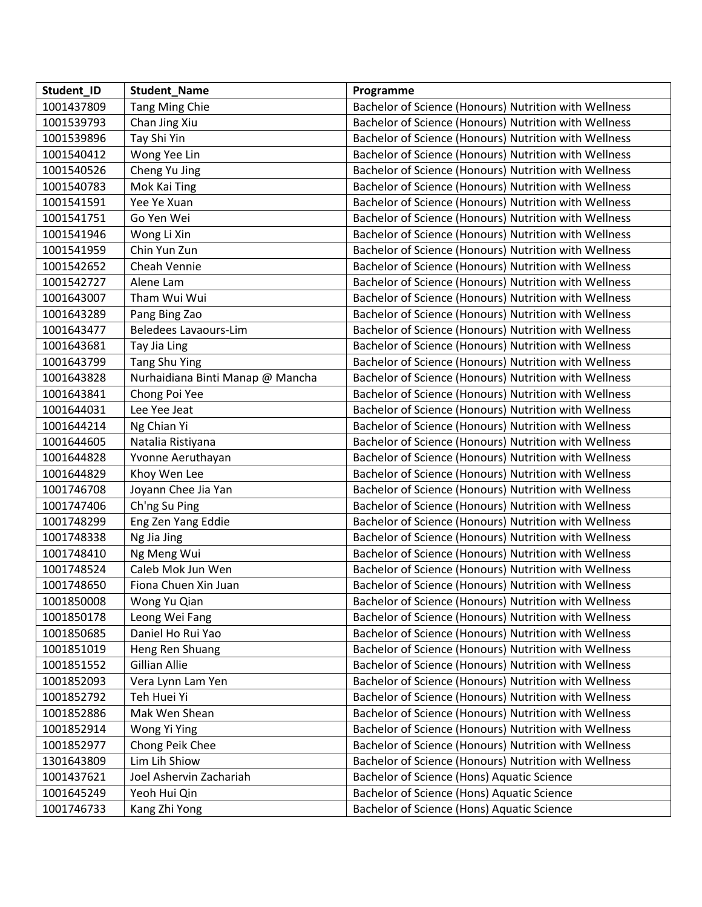| Student_ID | Student_Name | Programme |
| --- | --- | --- |
| 1001437809 | Tang Ming Chie | Bachelor of Science (Honours) Nutrition with Wellness |
| 1001539793 | Chan Jing Xiu | Bachelor of Science (Honours) Nutrition with Wellness |
| 1001539896 | Tay Shi Yin | Bachelor of Science (Honours) Nutrition with Wellness |
| 1001540412 | Wong Yee Lin | Bachelor of Science (Honours) Nutrition with Wellness |
| 1001540526 | Cheng Yu Jing | Bachelor of Science (Honours) Nutrition with Wellness |
| 1001540783 | Mok Kai Ting | Bachelor of Science (Honours) Nutrition with Wellness |
| 1001541591 | Yee Ye Xuan | Bachelor of Science (Honours) Nutrition with Wellness |
| 1001541751 | Go Yen Wei | Bachelor of Science (Honours) Nutrition with Wellness |
| 1001541946 | Wong Li Xin | Bachelor of Science (Honours) Nutrition with Wellness |
| 1001541959 | Chin Yun Zun | Bachelor of Science (Honours) Nutrition with Wellness |
| 1001542652 | Cheah Vennie | Bachelor of Science (Honours) Nutrition with Wellness |
| 1001542727 | Alene Lam | Bachelor of Science (Honours) Nutrition with Wellness |
| 1001643007 | Tham Wui Wui | Bachelor of Science (Honours) Nutrition with Wellness |
| 1001643289 | Pang Bing Zao | Bachelor of Science (Honours) Nutrition with Wellness |
| 1001643477 | Beledees Lavaours-Lim | Bachelor of Science (Honours) Nutrition with Wellness |
| 1001643681 | Tay Jia Ling | Bachelor of Science (Honours) Nutrition with Wellness |
| 1001643799 | Tang Shu Ying | Bachelor of Science (Honours) Nutrition with Wellness |
| 1001643828 | Nurhaidiana Binti Manap @ Mancha | Bachelor of Science (Honours) Nutrition with Wellness |
| 1001643841 | Chong Poi Yee | Bachelor of Science (Honours) Nutrition with Wellness |
| 1001644031 | Lee Yee Jeat | Bachelor of Science (Honours) Nutrition with Wellness |
| 1001644214 | Ng Chian Yi | Bachelor of Science (Honours) Nutrition with Wellness |
| 1001644605 | Natalia Ristiyana | Bachelor of Science (Honours) Nutrition with Wellness |
| 1001644828 | Yvonne Aeruthayan | Bachelor of Science (Honours) Nutrition with Wellness |
| 1001644829 | Khoy Wen Lee | Bachelor of Science (Honours) Nutrition with Wellness |
| 1001746708 | Joyann Chee Jia Yan | Bachelor of Science (Honours) Nutrition with Wellness |
| 1001747406 | Ch'ng Su Ping | Bachelor of Science (Honours) Nutrition with Wellness |
| 1001748299 | Eng Zen Yang Eddie | Bachelor of Science (Honours) Nutrition with Wellness |
| 1001748338 | Ng Jia Jing | Bachelor of Science (Honours) Nutrition with Wellness |
| 1001748410 | Ng Meng Wui | Bachelor of Science (Honours) Nutrition with Wellness |
| 1001748524 | Caleb Mok Jun Wen | Bachelor of Science (Honours) Nutrition with Wellness |
| 1001748650 | Fiona Chuen Xin Juan | Bachelor of Science (Honours) Nutrition with Wellness |
| 1001850008 | Wong Yu Qian | Bachelor of Science (Honours) Nutrition with Wellness |
| 1001850178 | Leong Wei Fang | Bachelor of Science (Honours) Nutrition with Wellness |
| 1001850685 | Daniel Ho Rui Yao | Bachelor of Science (Honours) Nutrition with Wellness |
| 1001851019 | Heng Ren Shuang | Bachelor of Science (Honours) Nutrition with Wellness |
| 1001851552 | Gillian Allie | Bachelor of Science (Honours) Nutrition with Wellness |
| 1001852093 | Vera Lynn Lam Yen | Bachelor of Science (Honours) Nutrition with Wellness |
| 1001852792 | Teh Huei Yi | Bachelor of Science (Honours) Nutrition with Wellness |
| 1001852886 | Mak Wen Shean | Bachelor of Science (Honours) Nutrition with Wellness |
| 1001852914 | Wong Yi Ying | Bachelor of Science (Honours) Nutrition with Wellness |
| 1001852977 | Chong Peik Chee | Bachelor of Science (Honours) Nutrition with Wellness |
| 1301643809 | Lim Lih Shiow | Bachelor of Science (Honours) Nutrition with Wellness |
| 1001437621 | Joel Ashervin Zachariah | Bachelor of Science (Hons) Aquatic Science |
| 1001645249 | Yeoh Hui Qin | Bachelor of Science (Hons) Aquatic Science |
| 1001746733 | Kang Zhi Yong | Bachelor of Science (Hons) Aquatic Science |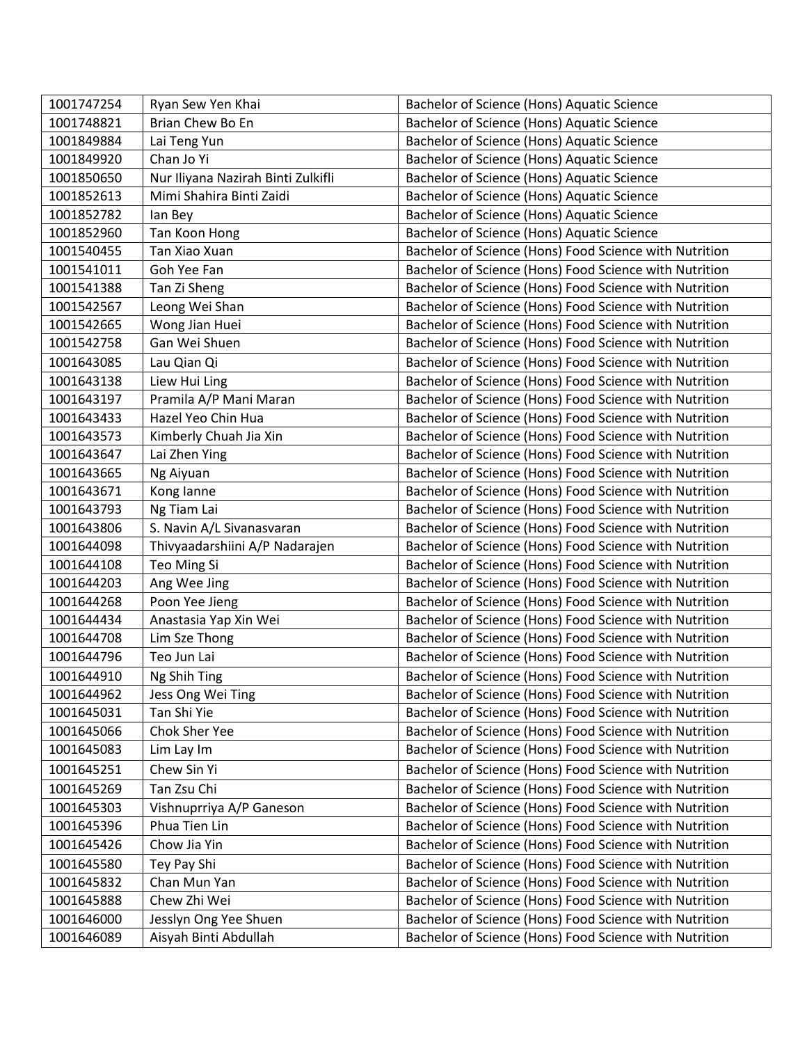| | | |
|---|---|---|
| 1001747254 | Ryan Sew Yen Khai | Bachelor of Science (Hons) Aquatic Science |
| 1001748821 | Brian Chew Bo En | Bachelor of Science (Hons) Aquatic Science |
| 1001849884 | Lai Teng Yun | Bachelor of Science (Hons) Aquatic Science |
| 1001849920 | Chan Jo Yi | Bachelor of Science (Hons) Aquatic Science |
| 1001850650 | Nur Iliyana Nazirah Binti Zulkifli | Bachelor of Science (Hons) Aquatic Science |
| 1001852613 | Mimi Shahira Binti Zaidi | Bachelor of Science (Hons) Aquatic Science |
| 1001852782 | Ian Bey | Bachelor of Science (Hons) Aquatic Science |
| 1001852960 | Tan Koon Hong | Bachelor of Science (Hons) Aquatic Science |
| 1001540455 | Tan Xiao Xuan | Bachelor of Science (Hons) Food Science with Nutrition |
| 1001541011 | Goh Yee Fan | Bachelor of Science (Hons) Food Science with Nutrition |
| 1001541388 | Tan Zi Sheng | Bachelor of Science (Hons) Food Science with Nutrition |
| 1001542567 | Leong Wei Shan | Bachelor of Science (Hons) Food Science with Nutrition |
| 1001542665 | Wong Jian Huei | Bachelor of Science (Hons) Food Science with Nutrition |
| 1001542758 | Gan Wei Shuen | Bachelor of Science (Hons) Food Science with Nutrition |
| 1001643085 | Lau Qian Qi | Bachelor of Science (Hons) Food Science with Nutrition |
| 1001643138 | Liew Hui Ling | Bachelor of Science (Hons) Food Science with Nutrition |
| 1001643197 | Pramila A/P Mani Maran | Bachelor of Science (Hons) Food Science with Nutrition |
| 1001643433 | Hazel Yeo Chin Hua | Bachelor of Science (Hons) Food Science with Nutrition |
| 1001643573 | Kimberly Chuah Jia Xin | Bachelor of Science (Hons) Food Science with Nutrition |
| 1001643647 | Lai Zhen Ying | Bachelor of Science (Hons) Food Science with Nutrition |
| 1001643665 | Ng Aiyuan | Bachelor of Science (Hons) Food Science with Nutrition |
| 1001643671 | Kong Ianne | Bachelor of Science (Hons) Food Science with Nutrition |
| 1001643793 | Ng Tiam Lai | Bachelor of Science (Hons) Food Science with Nutrition |
| 1001643806 | S. Navin A/L Sivanasvaran | Bachelor of Science (Hons) Food Science with Nutrition |
| 1001644098 | Thivyaadarshiini A/P Nadarajen | Bachelor of Science (Hons) Food Science with Nutrition |
| 1001644108 | Teo Ming Si | Bachelor of Science (Hons) Food Science with Nutrition |
| 1001644203 | Ang Wee Jing | Bachelor of Science (Hons) Food Science with Nutrition |
| 1001644268 | Poon Yee Jieng | Bachelor of Science (Hons) Food Science with Nutrition |
| 1001644434 | Anastasia Yap Xin Wei | Bachelor of Science (Hons) Food Science with Nutrition |
| 1001644708 | Lim Sze Thong | Bachelor of Science (Hons) Food Science with Nutrition |
| 1001644796 | Teo Jun Lai | Bachelor of Science (Hons) Food Science with Nutrition |
| 1001644910 | Ng Shih Ting | Bachelor of Science (Hons) Food Science with Nutrition |
| 1001644962 | Jess Ong Wei Ting | Bachelor of Science (Hons) Food Science with Nutrition |
| 1001645031 | Tan Shi Yie | Bachelor of Science (Hons) Food Science with Nutrition |
| 1001645066 | Chok Sher Yee | Bachelor of Science (Hons) Food Science with Nutrition |
| 1001645083 | Lim Lay Im | Bachelor of Science (Hons) Food Science with Nutrition |
| 1001645251 | Chew Sin Yi | Bachelor of Science (Hons) Food Science with Nutrition |
| 1001645269 | Tan Zsu Chi | Bachelor of Science (Hons) Food Science with Nutrition |
| 1001645303 | Vishnuprriya A/P Ganeson | Bachelor of Science (Hons) Food Science with Nutrition |
| 1001645396 | Phua Tien Lin | Bachelor of Science (Hons) Food Science with Nutrition |
| 1001645426 | Chow Jia Yin | Bachelor of Science (Hons) Food Science with Nutrition |
| 1001645580 | Tey Pay Shi | Bachelor of Science (Hons) Food Science with Nutrition |
| 1001645832 | Chan Mun Yan | Bachelor of Science (Hons) Food Science with Nutrition |
| 1001645888 | Chew Zhi Wei | Bachelor of Science (Hons) Food Science with Nutrition |
| 1001646000 | Jesslyn Ong Yee Shuen | Bachelor of Science (Hons) Food Science with Nutrition |
| 1001646089 | Aisyah Binti Abdullah | Bachelor of Science (Hons) Food Science with Nutrition |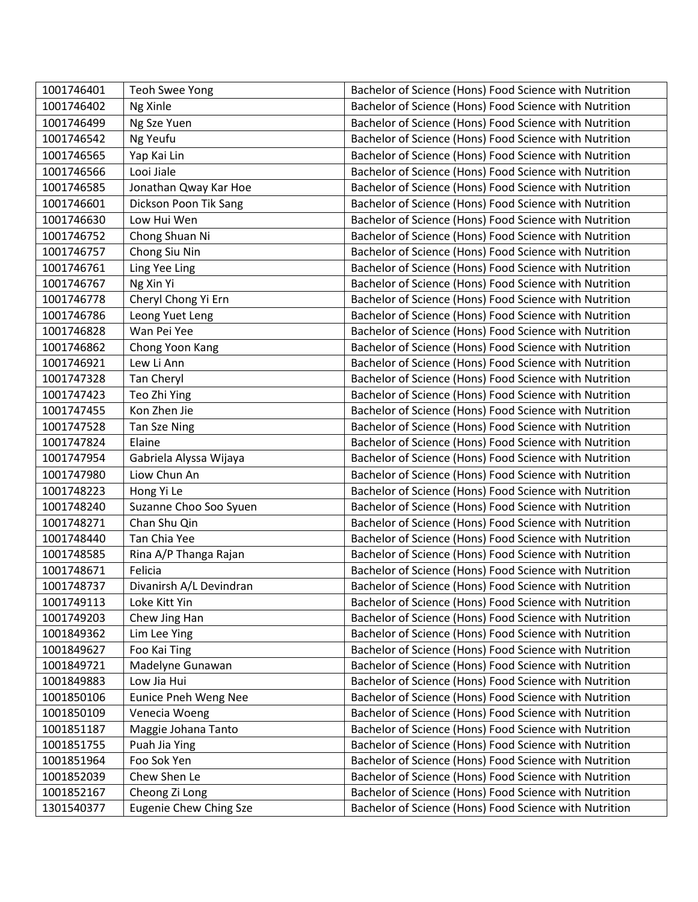| | | |
|---|---|---|
| 1001746401 | Teoh Swee Yong | Bachelor of Science (Hons) Food Science with Nutrition |
| 1001746402 | Ng Xinle | Bachelor of Science (Hons) Food Science with Nutrition |
| 1001746499 | Ng Sze Yuen | Bachelor of Science (Hons) Food Science with Nutrition |
| 1001746542 | Ng Yeufu | Bachelor of Science (Hons) Food Science with Nutrition |
| 1001746565 | Yap Kai Lin | Bachelor of Science (Hons) Food Science with Nutrition |
| 1001746566 | Looi Jiale | Bachelor of Science (Hons) Food Science with Nutrition |
| 1001746585 | Jonathan Qway Kar Hoe | Bachelor of Science (Hons) Food Science with Nutrition |
| 1001746601 | Dickson Poon Tik Sang | Bachelor of Science (Hons) Food Science with Nutrition |
| 1001746630 | Low Hui Wen | Bachelor of Science (Hons) Food Science with Nutrition |
| 1001746752 | Chong Shuan Ni | Bachelor of Science (Hons) Food Science with Nutrition |
| 1001746757 | Chong Siu Nin | Bachelor of Science (Hons) Food Science with Nutrition |
| 1001746761 | Ling Yee Ling | Bachelor of Science (Hons) Food Science with Nutrition |
| 1001746767 | Ng Xin Yi | Bachelor of Science (Hons) Food Science with Nutrition |
| 1001746778 | Cheryl Chong Yi Ern | Bachelor of Science (Hons) Food Science with Nutrition |
| 1001746786 | Leong Yuet Leng | Bachelor of Science (Hons) Food Science with Nutrition |
| 1001746828 | Wan Pei Yee | Bachelor of Science (Hons) Food Science with Nutrition |
| 1001746862 | Chong Yoon Kang | Bachelor of Science (Hons) Food Science with Nutrition |
| 1001746921 | Lew Li Ann | Bachelor of Science (Hons) Food Science with Nutrition |
| 1001747328 | Tan Cheryl | Bachelor of Science (Hons) Food Science with Nutrition |
| 1001747423 | Teo Zhi Ying | Bachelor of Science (Hons) Food Science with Nutrition |
| 1001747455 | Kon Zhen Jie | Bachelor of Science (Hons) Food Science with Nutrition |
| 1001747528 | Tan Sze Ning | Bachelor of Science (Hons) Food Science with Nutrition |
| 1001747824 | Elaine | Bachelor of Science (Hons) Food Science with Nutrition |
| 1001747954 | Gabriela Alyssa Wijaya | Bachelor of Science (Hons) Food Science with Nutrition |
| 1001747980 | Liow Chun An | Bachelor of Science (Hons) Food Science with Nutrition |
| 1001748223 | Hong Yi Le | Bachelor of Science (Hons) Food Science with Nutrition |
| 1001748240 | Suzanne Choo Soo Syuen | Bachelor of Science (Hons) Food Science with Nutrition |
| 1001748271 | Chan Shu Qin | Bachelor of Science (Hons) Food Science with Nutrition |
| 1001748440 | Tan Chia Yee | Bachelor of Science (Hons) Food Science with Nutrition |
| 1001748585 | Rina A/P Thanga Rajan | Bachelor of Science (Hons) Food Science with Nutrition |
| 1001748671 | Felicia | Bachelor of Science (Hons) Food Science with Nutrition |
| 1001748737 | Divanirsh A/L Devindran | Bachelor of Science (Hons) Food Science with Nutrition |
| 1001749113 | Loke Kitt Yin | Bachelor of Science (Hons) Food Science with Nutrition |
| 1001749203 | Chew Jing Han | Bachelor of Science (Hons) Food Science with Nutrition |
| 1001849362 | Lim Lee Ying | Bachelor of Science (Hons) Food Science with Nutrition |
| 1001849627 | Foo Kai Ting | Bachelor of Science (Hons) Food Science with Nutrition |
| 1001849721 | Madelyne Gunawan | Bachelor of Science (Hons) Food Science with Nutrition |
| 1001849883 | Low Jia Hui | Bachelor of Science (Hons) Food Science with Nutrition |
| 1001850106 | Eunice Pneh Weng Nee | Bachelor of Science (Hons) Food Science with Nutrition |
| 1001850109 | Venecia Woeng | Bachelor of Science (Hons) Food Science with Nutrition |
| 1001851187 | Maggie Johana Tanto | Bachelor of Science (Hons) Food Science with Nutrition |
| 1001851755 | Puah Jia Ying | Bachelor of Science (Hons) Food Science with Nutrition |
| 1001851964 | Foo Sok Yen | Bachelor of Science (Hons) Food Science with Nutrition |
| 1001852039 | Chew Shen Le | Bachelor of Science (Hons) Food Science with Nutrition |
| 1001852167 | Cheong Zi Long | Bachelor of Science (Hons) Food Science with Nutrition |
| 1301540377 | Eugenie Chew Ching Sze | Bachelor of Science (Hons) Food Science with Nutrition |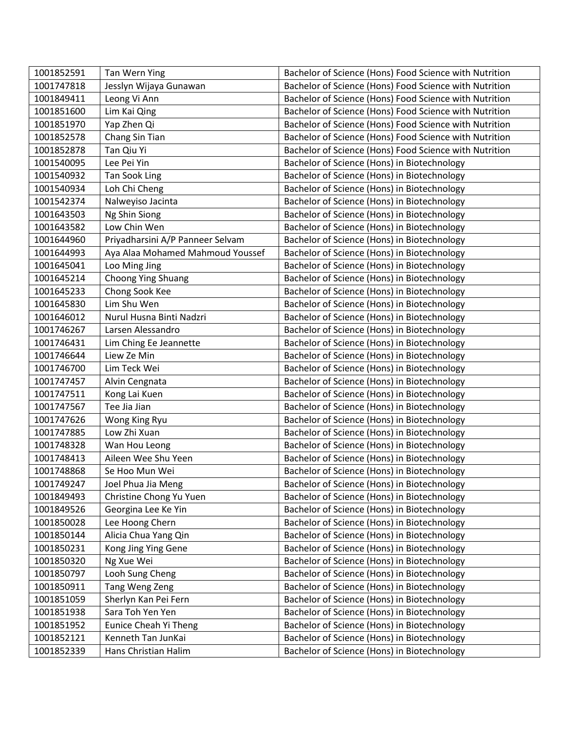| | | |
|---|---|---|
| 1001852591 | Tan Wern Ying | Bachelor of Science (Hons) Food Science with Nutrition |
| 1001747818 | Jesslyn Wijaya Gunawan | Bachelor of Science (Hons) Food Science with Nutrition |
| 1001849411 | Leong Vi Ann | Bachelor of Science (Hons) Food Science with Nutrition |
| 1001851600 | Lim Kai Qing | Bachelor of Science (Hons) Food Science with Nutrition |
| 1001851970 | Yap Zhen Qi | Bachelor of Science (Hons) Food Science with Nutrition |
| 1001852578 | Chang Sin Tian | Bachelor of Science (Hons) Food Science with Nutrition |
| 1001852878 | Tan Qiu Yi | Bachelor of Science (Hons) Food Science with Nutrition |
| 1001540095 | Lee Pei Yin | Bachelor of Science (Hons) in Biotechnology |
| 1001540932 | Tan Sook Ling | Bachelor of Science (Hons) in Biotechnology |
| 1001540934 | Loh Chi Cheng | Bachelor of Science (Hons) in Biotechnology |
| 1001542374 | Nalweyiso Jacinta | Bachelor of Science (Hons) in Biotechnology |
| 1001643503 | Ng Shin Siong | Bachelor of Science (Hons) in Biotechnology |
| 1001643582 | Low Chin Wen | Bachelor of Science (Hons) in Biotechnology |
| 1001644960 | Priyadharsini A/P Panneer Selvam | Bachelor of Science (Hons) in Biotechnology |
| 1001644993 | Aya Alaa Mohamed Mahmoud Youssef | Bachelor of Science (Hons) in Biotechnology |
| 1001645041 | Loo Ming Jing | Bachelor of Science (Hons) in Biotechnology |
| 1001645214 | Choong Ying Shuang | Bachelor of Science (Hons) in Biotechnology |
| 1001645233 | Chong Sook Kee | Bachelor of Science (Hons) in Biotechnology |
| 1001645830 | Lim Shu Wen | Bachelor of Science (Hons) in Biotechnology |
| 1001646012 | Nurul Husna Binti Nadzri | Bachelor of Science (Hons) in Biotechnology |
| 1001746267 | Larsen Alessandro | Bachelor of Science (Hons) in Biotechnology |
| 1001746431 | Lim Ching Ee Jeannette | Bachelor of Science (Hons) in Biotechnology |
| 1001746644 | Liew Ze Min | Bachelor of Science (Hons) in Biotechnology |
| 1001746700 | Lim Teck Wei | Bachelor of Science (Hons) in Biotechnology |
| 1001747457 | Alvin Cengnata | Bachelor of Science (Hons) in Biotechnology |
| 1001747511 | Kong Lai Kuen | Bachelor of Science (Hons) in Biotechnology |
| 1001747567 | Tee Jia Jian | Bachelor of Science (Hons) in Biotechnology |
| 1001747626 | Wong King Ryu | Bachelor of Science (Hons) in Biotechnology |
| 1001747885 | Low Zhi Xuan | Bachelor of Science (Hons) in Biotechnology |
| 1001748328 | Wan Hou Leong | Bachelor of Science (Hons) in Biotechnology |
| 1001748413 | Aileen Wee Shu Yeen | Bachelor of Science (Hons) in Biotechnology |
| 1001748868 | Se Hoo Mun Wei | Bachelor of Science (Hons) in Biotechnology |
| 1001749247 | Joel Phua Jia Meng | Bachelor of Science (Hons) in Biotechnology |
| 1001849493 | Christine Chong Yu Yuen | Bachelor of Science (Hons) in Biotechnology |
| 1001849526 | Georgina Lee Ke Yin | Bachelor of Science (Hons) in Biotechnology |
| 1001850028 | Lee Hoong Chern | Bachelor of Science (Hons) in Biotechnology |
| 1001850144 | Alicia Chua Yang Qin | Bachelor of Science (Hons) in Biotechnology |
| 1001850231 | Kong Jing Ying Gene | Bachelor of Science (Hons) in Biotechnology |
| 1001850320 | Ng Xue Wei | Bachelor of Science (Hons) in Biotechnology |
| 1001850797 | Looh Sung Cheng | Bachelor of Science (Hons) in Biotechnology |
| 1001850911 | Tang Weng Zeng | Bachelor of Science (Hons) in Biotechnology |
| 1001851059 | Sherlyn Kan Pei Fern | Bachelor of Science (Hons) in Biotechnology |
| 1001851938 | Sara Toh Yen Yen | Bachelor of Science (Hons) in Biotechnology |
| 1001851952 | Eunice Cheah Yi Theng | Bachelor of Science (Hons) in Biotechnology |
| 1001852121 | Kenneth Tan JunKai | Bachelor of Science (Hons) in Biotechnology |
| 1001852339 | Hans Christian Halim | Bachelor of Science (Hons) in Biotechnology |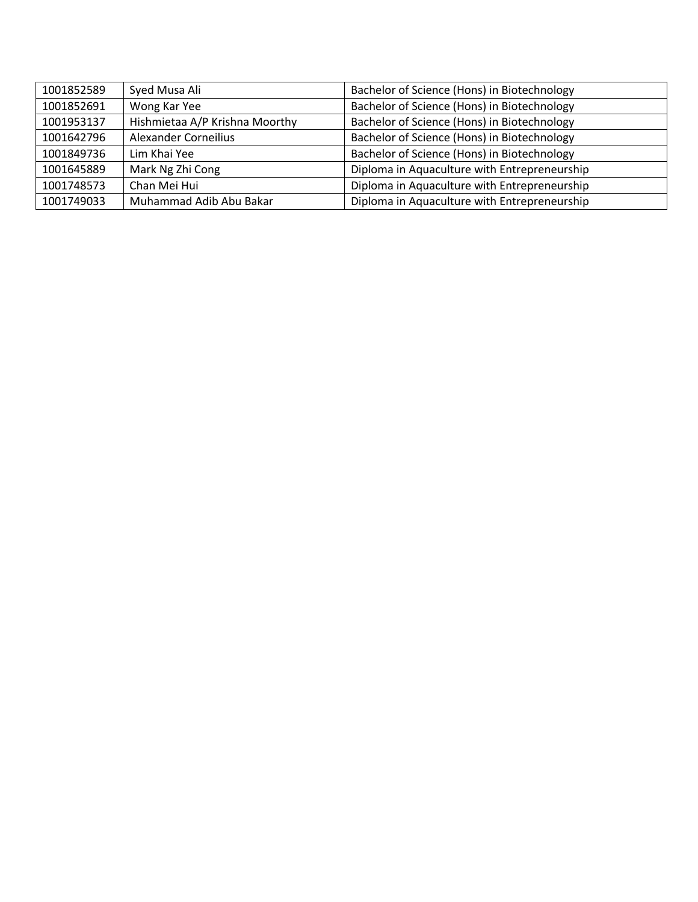| | | |
|---|---|---|
| 1001852589 | Syed Musa Ali | Bachelor of Science (Hons) in Biotechnology |
| 1001852691 | Wong Kar Yee | Bachelor of Science (Hons) in Biotechnology |
| 1001953137 | Hishmietaa A/P Krishna Moorthy | Bachelor of Science (Hons) in Biotechnology |
| 1001642796 | Alexander Corneilius | Bachelor of Science (Hons) in Biotechnology |
| 1001849736 | Lim Khai Yee | Bachelor of Science (Hons) in Biotechnology |
| 1001645889 | Mark Ng Zhi Cong | Diploma in Aquaculture with Entrepreneurship |
| 1001748573 | Chan Mei Hui | Diploma in Aquaculture with Entrepreneurship |
| 1001749033 | Muhammad Adib Abu Bakar | Diploma in Aquaculture with Entrepreneurship |